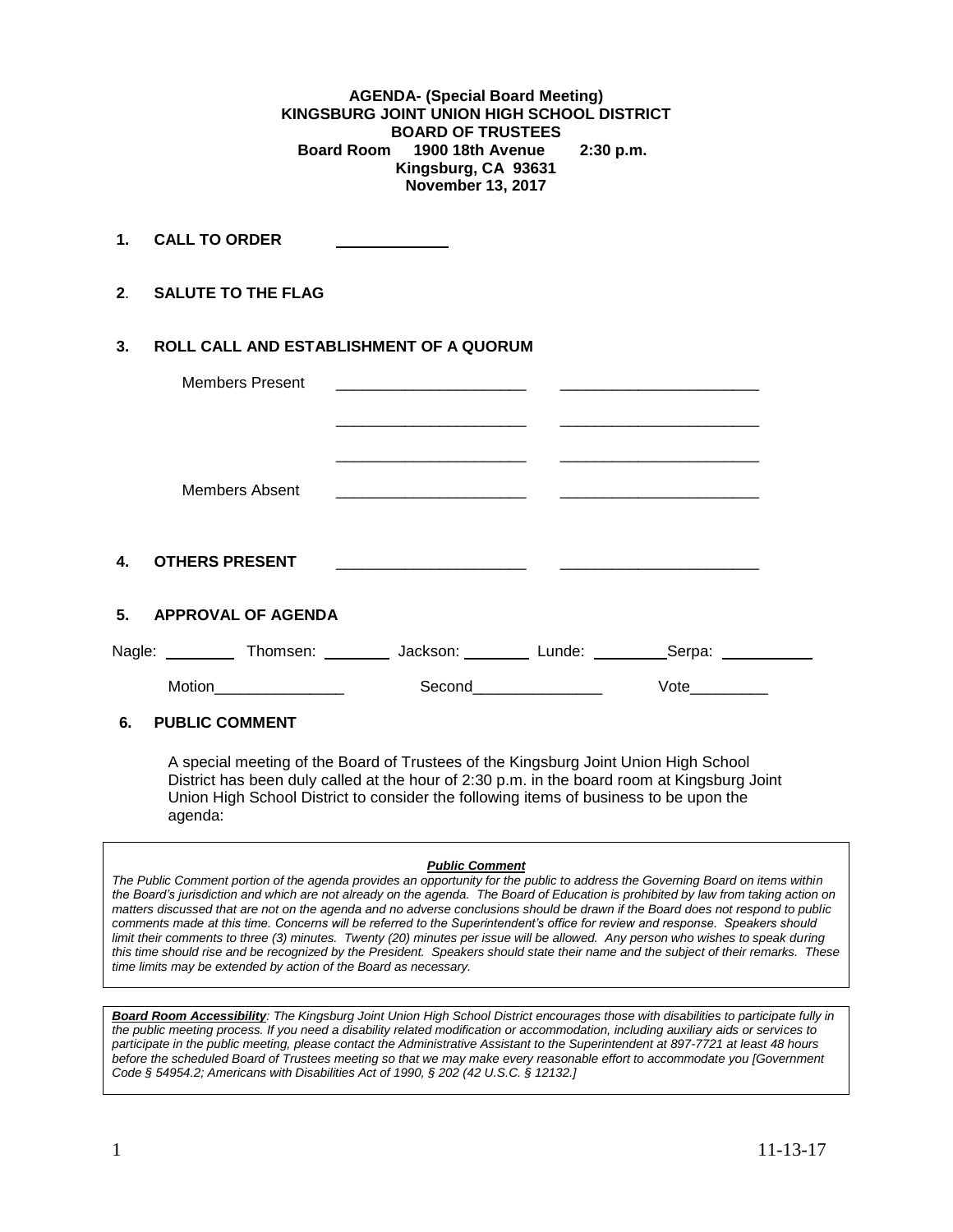**AGENDA- (Special Board Meeting)**
**KINGSBURG JOINT UNION HIGH SCHOOL DISTRICT**
**BOARD OF TRUSTEES**
**Board Room 1900 18th Avenue 2:30 p.m.**
**Kingsburg, CA 93631**
**November 13, 2017**

**1. CALL TO ORDER** ____________

**2. SALUTE TO THE FLAG**

**3. ROLL CALL AND ESTABLISHMENT OF A QUORUM**

Members Present ______________________ ______________________

______________________ ______________________

______________________ ______________________

Members Absent ______________________ ______________________

**4. OTHERS PRESENT** ______________________ ______________________

**5. APPROVAL OF AGENDA**

Nagle: ________ Thomsen: ________ Jackson: ________ Lunde: ________ Serpa: __________

Motion_______________ Second_______________ Vote_________

**6. PUBLIC COMMENT**

A special meeting of the Board of Trustees of the Kingsburg Joint Union High School District has been duly called at the hour of 2:30 p.m. in the board room at Kingsburg Joint Union High School District to consider the following items of business to be upon the agenda:

***Public Comment***

*The Public Comment portion of the agenda provides an opportunity for the public to address the Governing Board on items within the Board's jurisdiction and which are not already on the agenda. The Board of Education is prohibited by law from taking action on matters discussed that are not on the agenda and no adverse conclusions should be drawn if the Board does not respond to public comments made at this time. Concerns will be referred to the Superintendent's office for review and response. Speakers should limit their comments to three (3) minutes. Twenty (20) minutes per issue will be allowed. Any person who wishes to speak during this time should rise and be recognized by the President. Speakers should state their name and the subject of their remarks. These time limits may be extended by action of the Board as necessary.*

***Board Room Accessibility**: The Kingsburg Joint Union High School District encourages those with disabilities to participate fully in the public meeting process. If you need a disability related modification or accommodation, including auxiliary aids or services to participate in the public meeting, please contact the Administrative Assistant to the Superintendent at 897-7721 at least 48 hours before the scheduled Board of Trustees meeting so that we may make every reasonable effort to accommodate you [Government Code § 54954.2; Americans with Disabilities Act of 1990, § 202 (42 U.S.C. § 12132.]*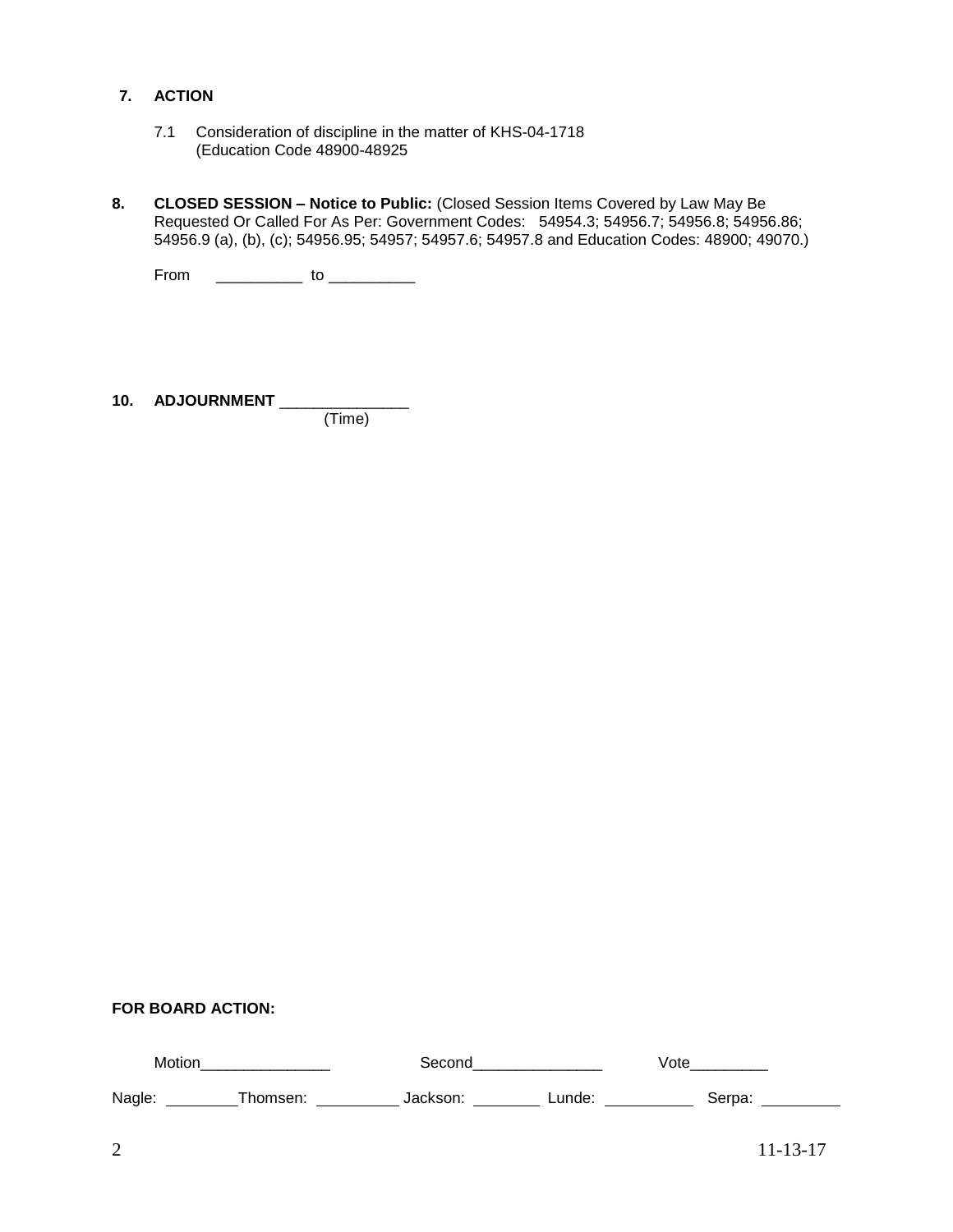**7. ACTION**

7.1 Consideration of discipline in the matter of KHS-04-1718 (Education Code 48900-48925

**8. CLOSED SESSION – Notice to Public:** (Closed Session Items Covered by Law May Be Requested Or Called For As Per: Government Codes: 54954.3; 54956.7; 54956.8; 54956.86; 54956.9 (a), (b), (c); 54956.95; 54957; 54957.6; 54957.8 and Education Codes: 48900; 49070.)

From __________ to __________

**10. ADJOURNMENT** _______________
(Time)

**FOR BOARD ACTION:**

Motion_______________ Second_______________ Vote_________

Nagle: ________ Thomsen: __________ Jackson: ________ Lunde: __________ Serpa: _________

11-13-17